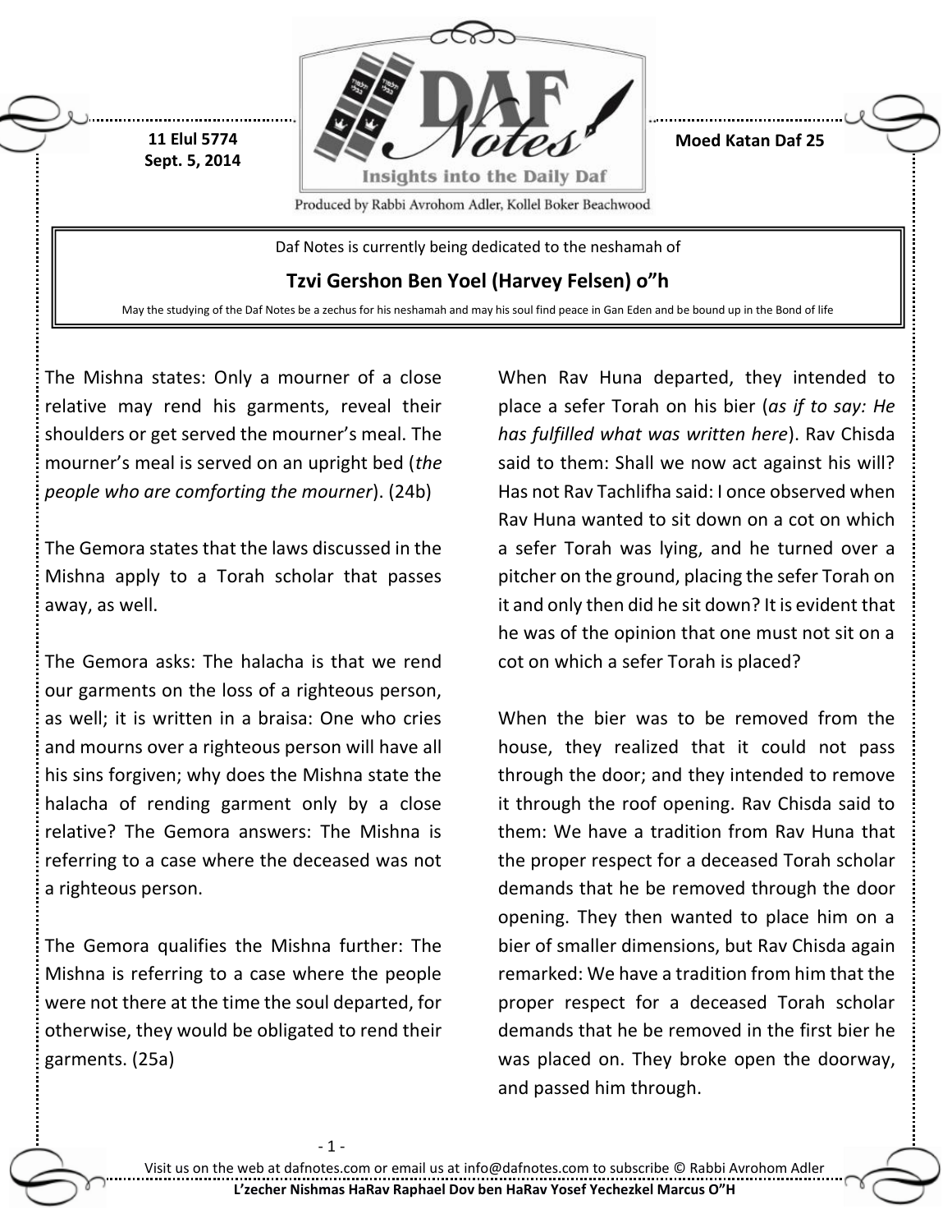11 Elul 5774
Sept. 5, 2014

Moed Katan Daf 25

Daf Notes is currently being dedicated to the neshamah of

**Tzvi Gershon Ben Yoel (Harvey Felsen) o"h**

May the studying of the Daf Notes be a zechus for his neshamah and may his soul find peace in Gan Eden and be bound up in the Bond of life

The Mishna states: Only a mourner of a close relative may rend his garments, reveal their shoulders or get served the mourner's meal. The mourner's meal is served on an upright bed (*the people who are comforting the mourner*). (24b)

The Gemora states that the laws discussed in the Mishna apply to a Torah scholar that passes away, as well.

The Gemora asks: The halacha is that we rend our garments on the loss of a righteous person, as well; it is written in a braisa: One who cries and mourns over a righteous person will have all his sins forgiven; why does the Mishna state the halacha of rending garment only by a close relative? The Gemora answers: The Mishna is referring to a case where the deceased was not a righteous person.

The Gemora qualifies the Mishna further: The Mishna is referring to a case where the people were not there at the time the soul departed, for otherwise, they would be obligated to rend their garments. (25a)

When Rav Huna departed, they intended to place a sefer Torah on his bier (*as if to say: He has fulfilled what was written here*). Rav Chisda said to them: Shall we now act against his will? Has not Rav Tachlifha said: I once observed when Rav Huna wanted to sit down on a cot on which a sefer Torah was lying, and he turned over a pitcher on the ground, placing the sefer Torah on it and only then did he sit down? It is evident that he was of the opinion that one must not sit on a cot on which a sefer Torah is placed?

When the bier was to be removed from the house, they realized that it could not pass through the door; and they intended to remove it through the roof opening. Rav Chisda said to them: We have a tradition from Rav Huna that the proper respect for a deceased Torah scholar demands that he be removed through the door opening. They then wanted to place him on a bier of smaller dimensions, but Rav Chisda again remarked: We have a tradition from him that the proper respect for a deceased Torah scholar demands that he be removed in the first bier he was placed on. They broke open the doorway, and passed him through.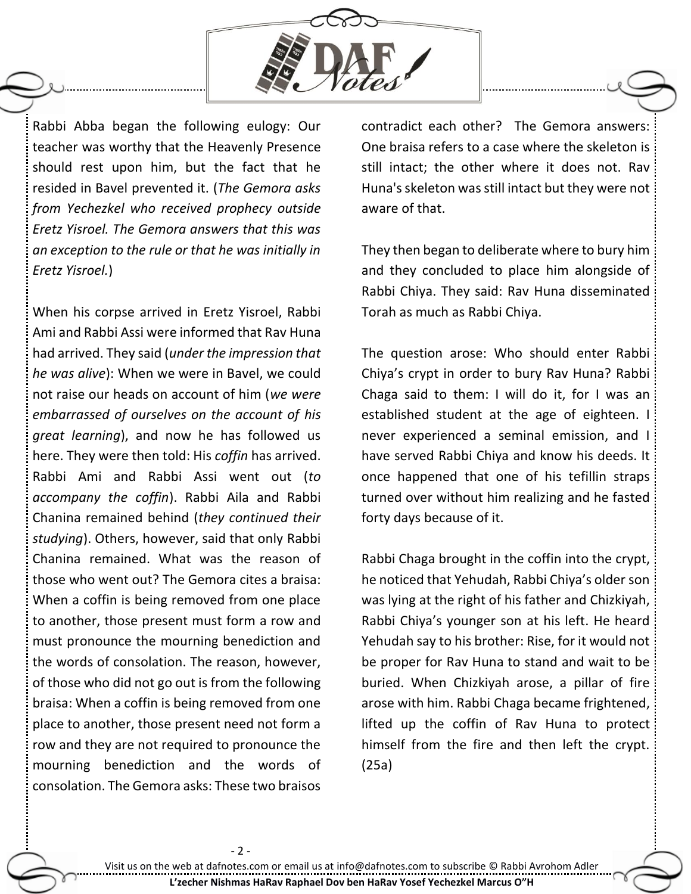Rabbi Abba began the following eulogy: Our teacher was worthy that the Heavenly Presence should rest upon him, but the fact that he resided in Bavel prevented it. (*The Gemora asks from Yechezkel who received prophecy outside Eretz Yisroel. The Gemora answers that this was an exception to the rule or that he was initially in Eretz Yisroel.*)

When his corpse arrived in Eretz Yisroel, Rabbi Ami and Rabbi Assi were informed that Rav Huna had arrived. They said (*under the impression that he was alive*): When we were in Bavel, we could not raise our heads on account of him (*we were embarrassed of ourselves on the account of his great learning*), and now he has followed us here. They were then told: His *coffin* has arrived. Rabbi Ami and Rabbi Assi went out (*to accompany the coffin*). Rabbi Aila and Rabbi Chanina remained behind (*they continued their studying*). Others, however, said that only Rabbi Chanina remained. What was the reason of those who went out? The Gemora cites a braisa: When a coffin is being removed from one place to another, those present must form a row and must pronounce the mourning benediction and the words of consolation. The reason, however, of those who did not go out is from the following braisa: When a coffin is being removed from one place to another, those present need not form a row and they are not required to pronounce the mourning benediction and the words of consolation. The Gemora asks: These two braisos contradict each other? The Gemora answers: One braisa refers to a case where the skeleton is still intact; the other where it does not. Rav Huna's skeleton was still intact but they were not aware of that.

They then began to deliberate where to bury him and they concluded to place him alongside of Rabbi Chiya. They said: Rav Huna disseminated Torah as much as Rabbi Chiya.

The question arose: Who should enter Rabbi Chiya's crypt in order to bury Rav Huna? Rabbi Chaga said to them: I will do it, for I was an established student at the age of eighteen. I never experienced a seminal emission, and I have served Rabbi Chiya and know his deeds. It once happened that one of his tefillin straps turned over without him realizing and he fasted forty days because of it.

Rabbi Chaga brought in the coffin into the crypt, he noticed that Yehudah, Rabbi Chiya's older son was lying at the right of his father and Chizkiyah, Rabbi Chiya's younger son at his left. He heard Yehudah say to his brother: Rise, for it would not be proper for Rav Huna to stand and wait to be buried. When Chizkiyah arose, a pillar of fire arose with him. Rabbi Chaga became frightened, lifted up the coffin of Rav Huna to protect himself from the fire and then left the crypt. (25a)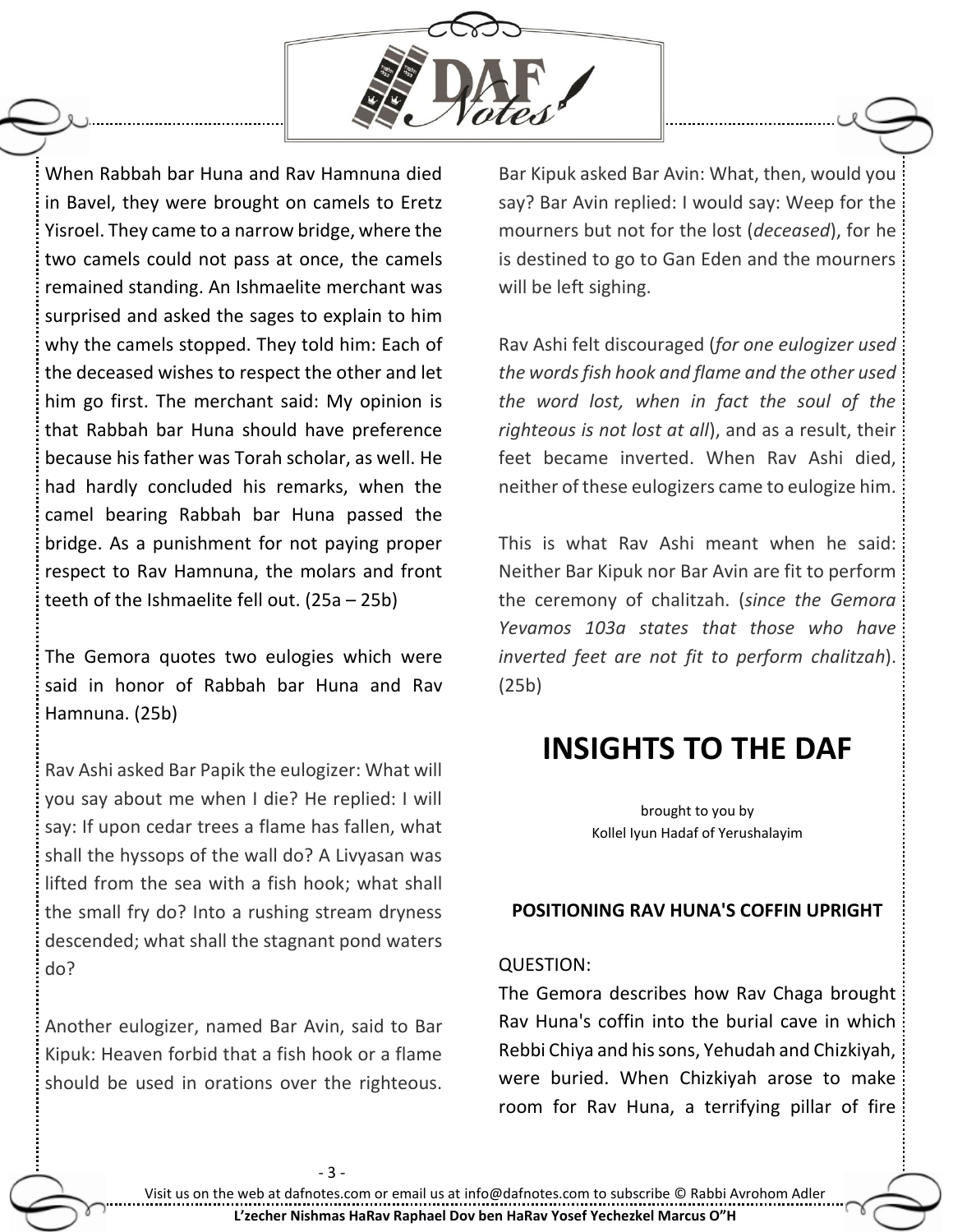When Rabbah bar Huna and Rav Hamnuna died in Bavel, they were brought on camels to Eretz Yisroel. They came to a narrow bridge, where the two camels could not pass at once, the camels remained standing. An Ishmaelite merchant was surprised and asked the sages to explain to him why the camels stopped. They told him: Each of the deceased wishes to respect the other and let him go first. The merchant said: My opinion is that Rabbah bar Huna should have preference because his father was Torah scholar, as well. He had hardly concluded his remarks, when the camel bearing Rabbah bar Huna passed the bridge. As a punishment for not paying proper respect to Rav Hamnuna, the molars and front teeth of the Ishmaelite fell out. (25a – 25b)

The Gemora quotes two eulogies which were said in honor of Rabbah bar Huna and Rav Hamnuna. (25b)

Rav Ashi asked Bar Papik the eulogizer: What will you say about me when I die? He replied: I will say: If upon cedar trees a flame has fallen, what shall the hyssops of the wall do? A Livyasan was lifted from the sea with a fish hook; what shall the small fry do? Into a rushing stream dryness descended; what shall the stagnant pond waters do?

Another eulogizer, named Bar Avin, said to Bar Kipuk: Heaven forbid that a fish hook or a flame should be used in orations over the righteous. Bar Kipuk asked Bar Avin: What, then, would you say? Bar Avin replied: I would say: Weep for the mourners but not for the lost (*deceased*), for he is destined to go to Gan Eden and the mourners will be left sighing.

Rav Ashi felt discouraged (*for one eulogizer used the words fish hook and flame and the other used the word lost, when in fact the soul of the righteous is not lost at all*), and as a result, their feet became inverted. When Rav Ashi died, neither of these eulogizers came to eulogize him.

This is what Rav Ashi meant when he said: Neither Bar Kipuk nor Bar Avin are fit to perform the ceremony of chalitzah. (*since the Gemora Yevamos 103a states that those who have inverted feet are not fit to perform chalitzah*). (25b)

# INSIGHTS TO THE DAF

brought to you by
Kollel Iyun Hadaf of Yerushalayim

### POSITIONING RAV HUNA'S COFFIN UPRIGHT

QUESTION:
The Gemora describes how Rav Chaga brought Rav Huna's coffin into the burial cave in which Rebbi Chiya and his sons, Yehudah and Chizkiyah, were buried. When Chizkiyah arose to make room for Rav Huna, a terrifying pillar of fire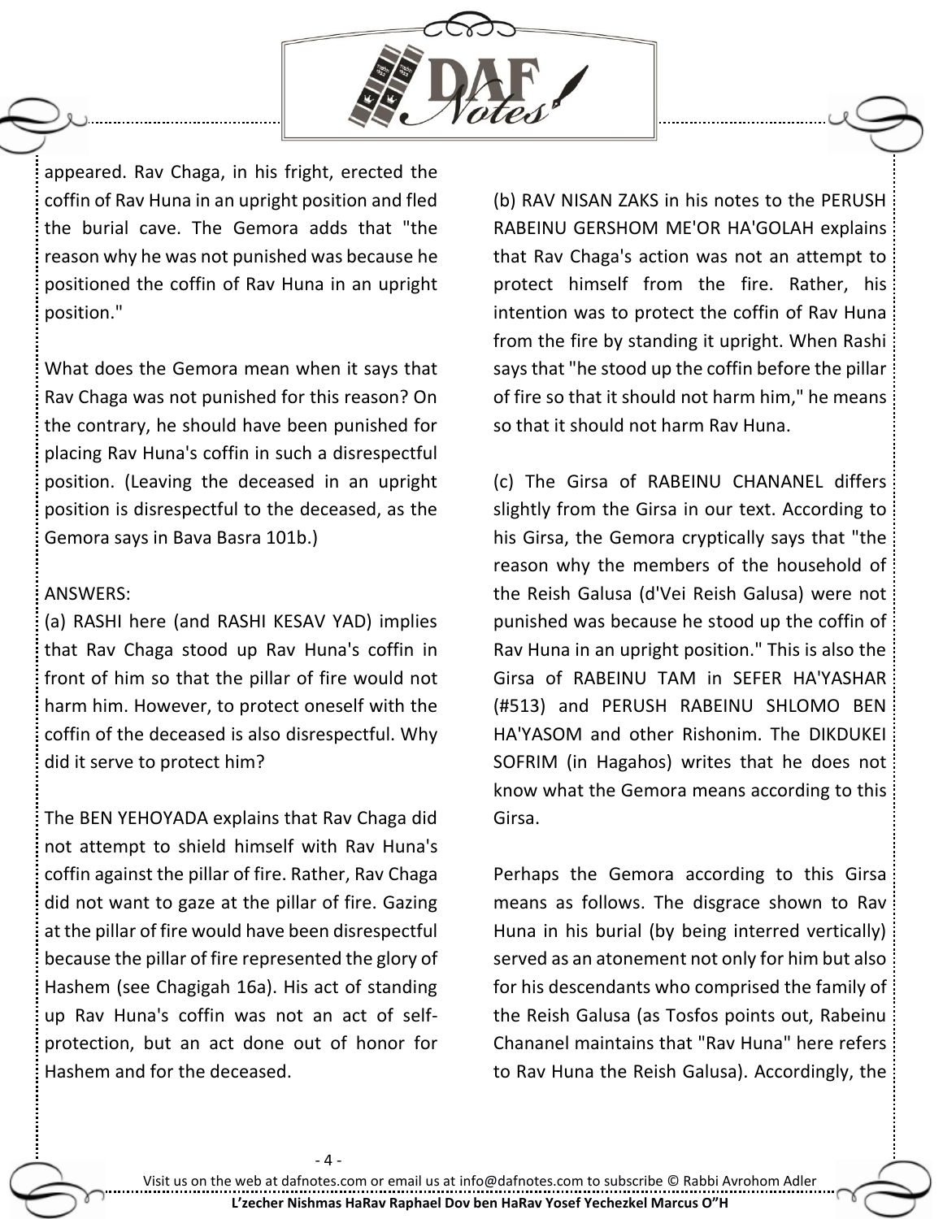appeared. Rav Chaga, in his fright, erected the coffin of Rav Huna in an upright position and fled the burial cave. The Gemora adds that "the reason why he was not punished was because he positioned the coffin of Rav Huna in an upright position."

What does the Gemora mean when it says that Rav Chaga was not punished for this reason? On the contrary, he should have been punished for placing Rav Huna's coffin in such a disrespectful position. (Leaving the deceased in an upright position is disrespectful to the deceased, as the Gemora says in Bava Basra 101b.)

ANSWERS:

(a) RASHI here (and RASHI KESAV YAD) implies that Rav Chaga stood up Rav Huna's coffin in front of him so that the pillar of fire would not harm him. However, to protect oneself with the coffin of the deceased is also disrespectful. Why did it serve to protect him?

The BEN YEHOYADA explains that Rav Chaga did not attempt to shield himself with Rav Huna's coffin against the pillar of fire. Rather, Rav Chaga did not want to gaze at the pillar of fire. Gazing at the pillar of fire would have been disrespectful because the pillar of fire represented the glory of Hashem (see Chagigah 16a). His act of standing up Rav Huna's coffin was not an act of self-protection, but an act done out of honor for Hashem and for the deceased.

(b) RAV NISAN ZAKS in his notes to the PERUSH RABEINU GERSHOM ME'OR HA'GOLAH explains that Rav Chaga's action was not an attempt to protect himself from the fire. Rather, his intention was to protect the coffin of Rav Huna from the fire by standing it upright. When Rashi says that "he stood up the coffin before the pillar of fire so that it should not harm him," he means so that it should not harm Rav Huna.

(c) The Girsa of RABEINU CHANANEL differs slightly from the Girsa in our text. According to his Girsa, the Gemora cryptically says that "the reason why the members of the household of the Reish Galusa (d'Vei Reish Galusa) were not punished was because he stood up the coffin of Rav Huna in an upright position." This is also the Girsa of RABEINU TAM in SEFER HA'YASHAR (#513) and PERUSH RABEINU SHLOMO BEN HA'YASOM and other Rishonim. The DIKDUKEI SOFRIM (in Hagahos) writes that he does not know what the Gemora means according to this Girsa.

Perhaps the Gemora according to this Girsa means as follows. The disgrace shown to Rav Huna in his burial (by being interred vertically) served as an atonement not only for him but also for his descendants who comprised the family of the Reish Galusa (as Tosfos points out, Rabeinu Chananel maintains that "Rav Huna" here refers to Rav Huna the Reish Galusa). Accordingly, the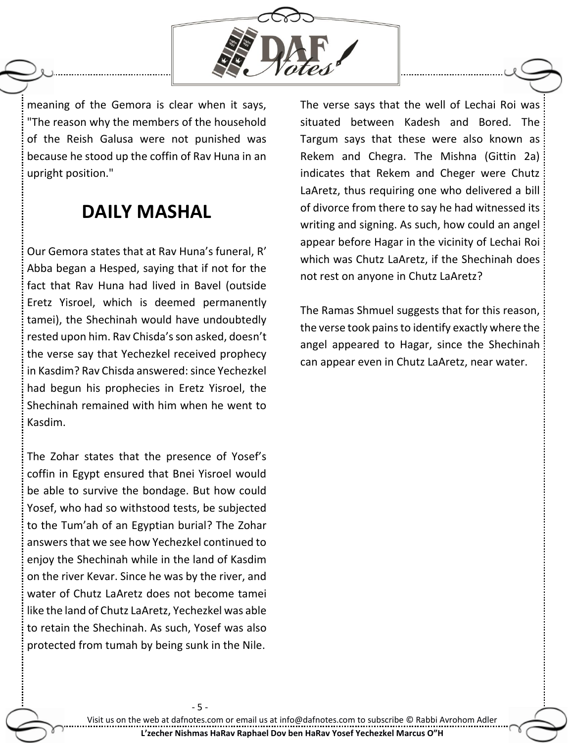meaning of the Gemora is clear when it says, "The reason why the members of the household of the Reish Galusa were not punished was because he stood up the coffin of Rav Huna in an upright position."

## DAILY MASHAL

Our Gemora states that at Rav Huna's funeral, R' Abba began a Hesped, saying that if not for the fact that Rav Huna had lived in Bavel (outside Eretz Yisroel, which is deemed permanently tamei), the Shechinah would have undoubtedly rested upon him. Rav Chisda's son asked, doesn't the verse say that Yechezkel received prophecy in Kasdim? Rav Chisda answered: since Yechezkel had begun his prophecies in Eretz Yisroel, the Shechinah remained with him when he went to Kasdim.

The Zohar states that the presence of Yosef's coffin in Egypt ensured that Bnei Yisroel would be able to survive the bondage. But how could Yosef, who had so withstood tests, be subjected to the Tum'ah of an Egyptian burial? The Zohar answers that we see how Yechezkel continued to enjoy the Shechinah while in the land of Kasdim on the river Kevar. Since he was by the river, and water of Chutz LaAretz does not become tamei like the land of Chutz LaAretz, Yechezkel was able to retain the Shechinah. As such, Yosef was also protected from tumah by being sunk in the Nile.

The verse says that the well of Lechai Roi was situated between Kadesh and Bored. The Targum says that these were also known as Rekem and Chegra. The Mishna (Gittin 2a) indicates that Rekem and Cheger were Chutz LaAretz, thus requiring one who delivered a bill of divorce from there to say he had witnessed its writing and signing. As such, how could an angel appear before Hagar in the vicinity of Lechai Roi which was Chutz LaAretz, if the Shechinah does not rest on anyone in Chutz LaAretz?

The Ramas Shmuel suggests that for this reason, the verse took pains to identify exactly where the angel appeared to Hagar, since the Shechinah can appear even in Chutz LaAretz, near water.